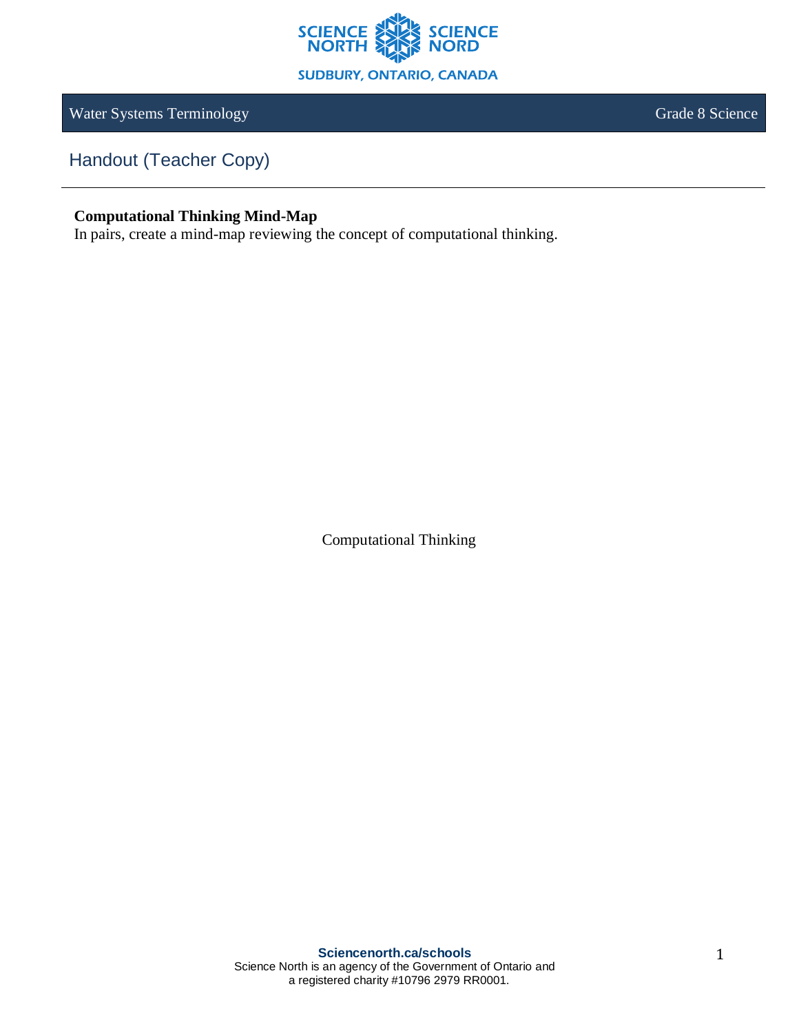Water Systems Terminology | Grade 8 Science

## Handout (Teacher Copy)

**Computational Thinking Mind-Map**
In pairs, create a mind-map reviewing the concept of computational thinking.

Computational Thinking

**Sciencenorth.ca/schools**
Science North is an agency of the Government of Ontario and a registered charity #10796 2979 RR0001.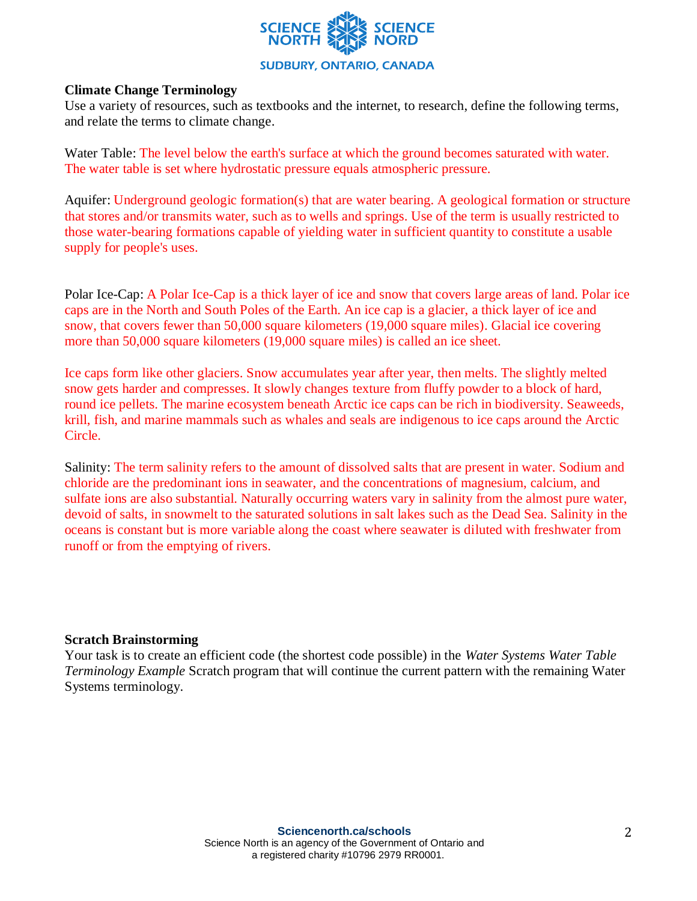**Climate Change Terminology**

Use a variety of resources, such as textbooks and the internet, to research, define the following terms, and relate the terms to climate change.

Water Table: The level below the earth's surface at which the ground becomes saturated with water. The water table is set where hydrostatic pressure equals atmospheric pressure.

Aquifer: Underground geologic formation(s) that are water bearing. A geological formation or structure that stores and/or transmits water, such as to wells and springs. Use of the term is usually restricted to those water-bearing formations capable of yielding water in sufficient quantity to constitute a usable supply for people's uses.

Polar Ice-Cap: A Polar Ice-Cap is a thick layer of ice and snow that covers large areas of land. Polar ice caps are in the North and South Poles of the Earth. An ice cap is a glacier, a thick layer of ice and snow, that covers fewer than 50,000 square kilometers (19,000 square miles). Glacial ice covering more than 50,000 square kilometers (19,000 square miles) is called an ice sheet.

Ice caps form like other glaciers. Snow accumulates year after year, then melts. The slightly melted snow gets harder and compresses. It slowly changes texture from fluffy powder to a block of hard, round ice pellets. The marine ecosystem beneath Arctic ice caps can be rich in biodiversity. Seaweeds, krill, fish, and marine mammals such as whales and seals are indigenous to ice caps around the Arctic Circle.

Salinity: The term salinity refers to the amount of dissolved salts that are present in water. Sodium and chloride are the predominant ions in seawater, and the concentrations of magnesium, calcium, and sulfate ions are also substantial. Naturally occurring waters vary in salinity from the almost pure water, devoid of salts, in snowmelt to the saturated solutions in salt lakes such as the Dead Sea. Salinity in the oceans is constant but is more variable along the coast where seawater is diluted with freshwater from runoff or from the emptying of rivers.

**Scratch Brainstorming**

Your task is to create an efficient code (the shortest code possible) in the *Water Systems Water Table Terminology Example* Scratch program that will continue the current pattern with the remaining Water Systems terminology.